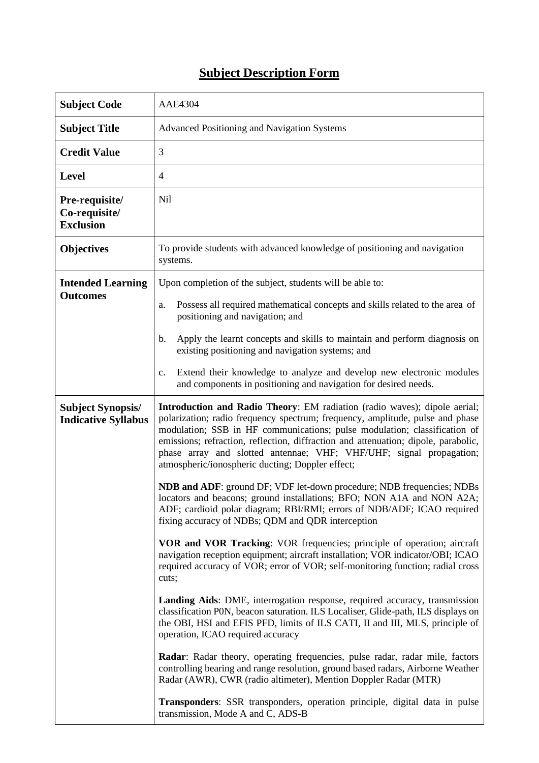# Subject Description Form

| Subject Code | AAE4304 |
| --- | --- |
| **Subject Title** | Advanced Positioning and Navigation Systems |
| **Credit Value** | 3 |
| **Level** | 4 |
| **Pre-requisite/ Co-requisite/ Exclusion** | Nil |
| **Objectives** | To provide students with advanced knowledge of positioning and navigation systems. |
| **Intended Learning Outcomes** | Upon completion of the subject, students will be able to:<br><br>a. Possess all required mathematical concepts and skills related to the area of positioning and navigation; and<br><br>b. Apply the learnt concepts and skills to maintain and perform diagnosis on existing positioning and navigation systems; and<br><br>c. Extend their knowledge to analyze and develop new electronic modules and components in positioning and navigation for desired needs. |
| **Subject Synopsis/ Indicative Syllabus** | **Introduction and Radio Theory**: EM radiation (radio waves); dipole aerial; polarization; radio frequency spectrum; frequency, amplitude, pulse and phase modulation; SSB in HF communications; pulse modulation; classification of emissions; refraction, reflection, diffraction and attenuation; dipole, parabolic, phase array and slotted antennae; VHF; VHF/UHF; signal propagation; atmospheric/ionospheric ducting; Doppler effect;<br><br>**NDB and ADF**: ground DF; VDF let-down procedure; NDB frequencies; NDBs locators and beacons; ground installations; BFO; NON A1A and NON A2A; ADF; cardioid polar diagram; RBI/RMI; errors of NDB/ADF; ICAO required fixing accuracy of NDBs; QDM and QDR interception<br><br>**VOR and VOR Tracking**: VOR frequencies; principle of operation; aircraft navigation reception equipment; aircraft installation; VOR indicator/OBI; ICAO required accuracy of VOR; error of VOR; self-monitoring function; radial cross cuts;<br><br>**Landing Aids**: DME, interrogation response, required accuracy, transmission classification P0N, beacon saturation. ILS Localiser, Glide-path, ILS displays on the OBI, HSI and EFIS PFD, limits of ILS CATI, II and III, MLS, principle of operation, ICAO required accuracy<br><br>**Radar**: Radar theory, operating frequencies, pulse radar, radar mile, factors controlling bearing and range resolution, ground based radars, Airborne Weather Radar (AWR), CWR (radio altimeter), Mention Doppler Radar (MTR)<br><br>**Transponders**: SSR transponders, operation principle, digital data in pulse transmission, Mode A and C, ADS-B |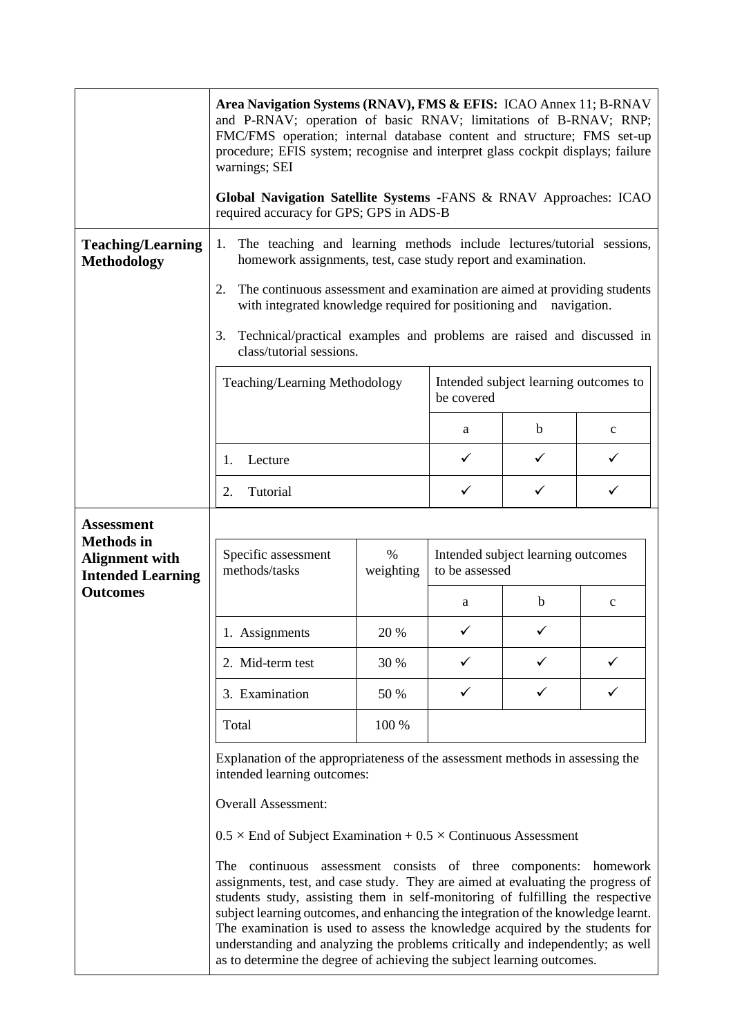| | |
|---|---|
| | **Area Navigation Systems (RNAV), FMS & EFIS:** ICAO Annex 11; B-RNAV and P-RNAV; operation of basic RNAV; limitations of B-RNAV; RNP; FMC/FMS operation; internal database content and structure; FMS set-up procedure; EFIS system; recognise and interpret glass cockpit displays; failure warnings; SEI<br><br>**Global Navigation Satellite Systems -**FANS & RNAV Approaches: ICAO required accuracy for GPS; GPS in ADS-B |
| **Teaching/Learning Methodology** | 1. The teaching and learning methods include lectures/tutorial sessions, homework assignments, test, case study report and examination.<br><br>2. The continuous assessment and examination are aimed at providing students with integrated knowledge required for positioning and navigation.<br><br>3. Technical/practical examples and problems are raised and discussed in class/tutorial sessions. |

| Teaching/Learning Methodology | Intended subject learning outcomes to be covered | | |
|---|---|---|---|
| | a | b | c |
| 1. Lecture | ✓ | ✓ | ✓ |
| 2. Tutorial | ✓ | ✓ | ✓ |

**Assessment Methods in Alignment with Intended Learning Outcomes**

| Specific assessment methods/tasks | % weighting | Intended subject learning outcomes to be assessed | | |
|---|---|---|---|---|
| | | a | b | c |
| 1. Assignments | 20 % | ✓ | ✓ | |
| 2. Mid-term test | 30 % | ✓ | ✓ | ✓ |
| 3. Examination | 50 % | ✓ | ✓ | ✓ |
| Total | 100 % | | | |

Explanation of the appropriateness of the assessment methods in assessing the intended learning outcomes:

Overall Assessment:

$0.5 \times$ End of Subject Examination + $0.5 \times$ Continuous Assessment

The continuous assessment consists of three components: homework assignments, test, and case study. They are aimed at evaluating the progress of students study, assisting them in self-monitoring of fulfilling the respective subject learning outcomes, and enhancing the integration of the knowledge learnt. The examination is used to assess the knowledge acquired by the students for understanding and analyzing the problems critically and independently; as well as to determine the degree of achieving the subject learning outcomes.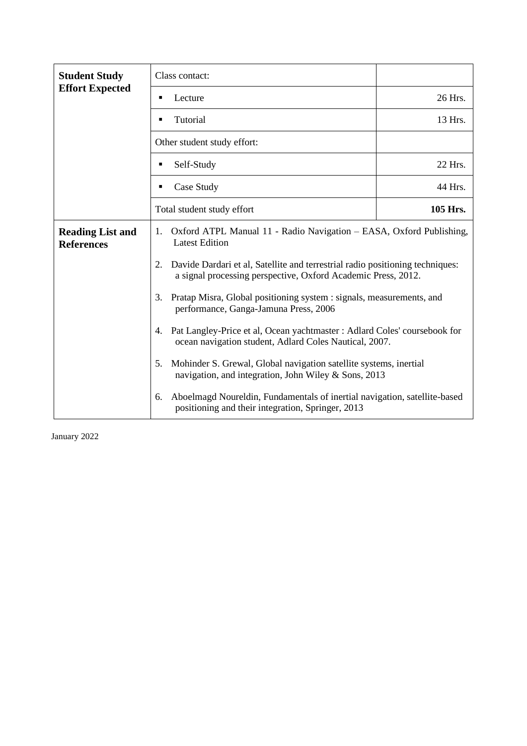| | | |
|---|---|---|
| **Student Study Effort Expected** | Class contact: | |
| | ▪ Lecture | 26 Hrs. |
| | ▪ Tutorial | 13 Hrs. |
| | Other student study effort: | |
| | ▪ Self-Study | 22 Hrs. |
| | ▪ Case Study | 44 Hrs. |
| | Total student study effort | **105 Hrs.** |
| **Reading List and References** | 1. Oxford ATPL Manual 11 - Radio Navigation – EASA, Oxford Publishing, Latest Edition<br><br>2. Davide Dardari et al, Satellite and terrestrial radio positioning techniques: a signal processing perspective, Oxford Academic Press, 2012.<br><br>3. Pratap Misra, Global positioning system : signals, measurements, and performance, Ganga-Jamuna Press, 2006<br><br>4. Pat Langley-Price et al, Ocean yachtmaster : Adlard Coles' coursebook for ocean navigation student, Adlard Coles Nautical, 2007.<br><br>5. Mohinder S. Grewal, Global navigation satellite systems, inertial navigation, and integration, John Wiley & Sons, 2013<br><br>6. Aboelmagd Noureldin, Fundamentals of inertial navigation, satellite-based positioning and their integration, Springer, 2013 | |

January 2022